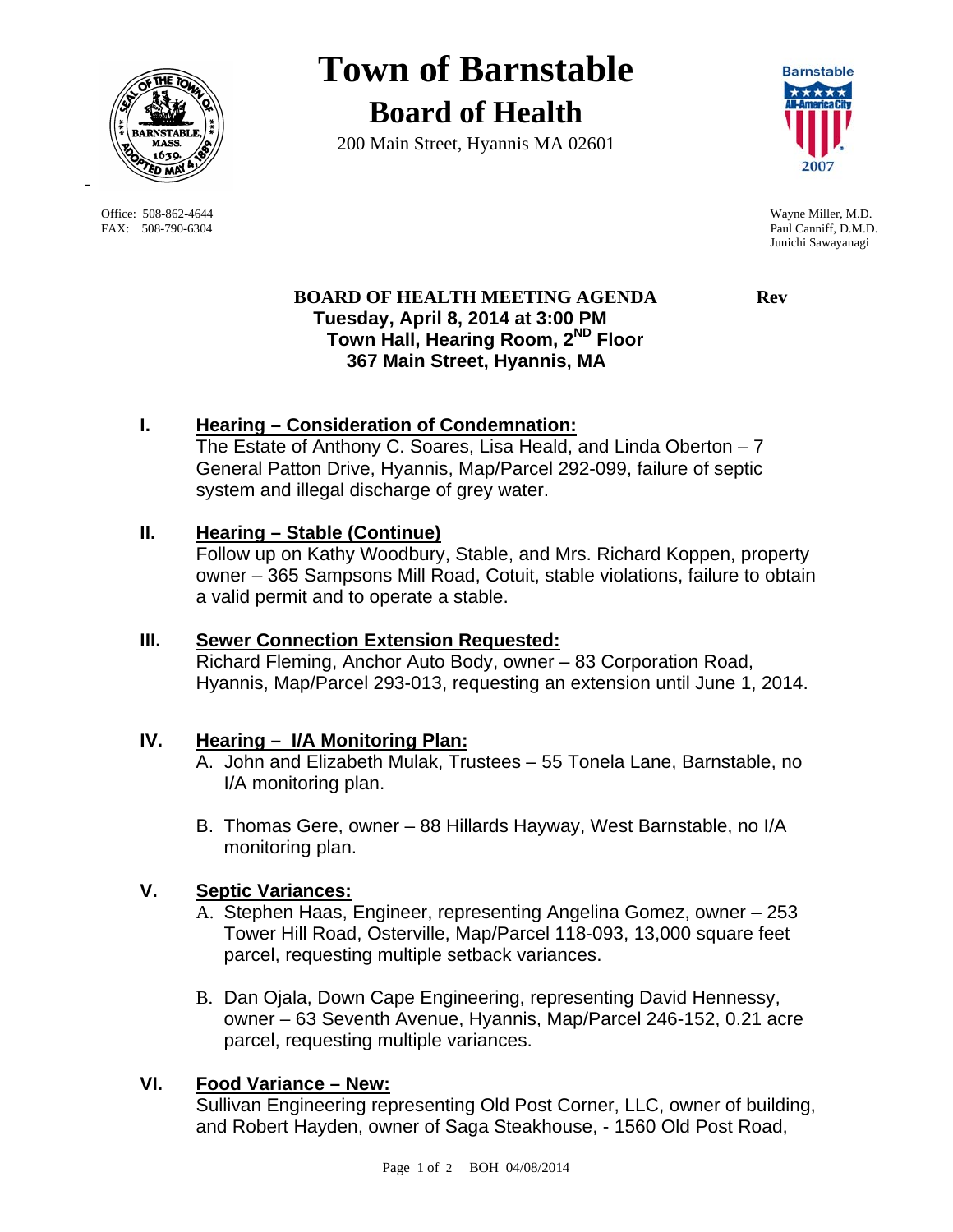# Town of Barnstable

## Board of Health

200 Main Street, Hyannis MA 02601

Office: 508-862-4644
FAX: 508-790-6304

Wayne Miller, M.D.
Paul Canniff, D.M.D.
Junichi Sawayanagi

**BOARD OF HEALTH MEETING AGENDA** **Rev**

**Tuesday, April 8, 2014 at 3:00 PM**
**Town Hall, Hearing Room, 2ND Floor**
**367 Main Street, Hyannis, MA**

**I. Hearing – Consideration of Condemnation:**

The Estate of Anthony C. Soares, Lisa Heald, and Linda Oberton – 7 General Patton Drive, Hyannis, Map/Parcel 292-099, failure of septic system and illegal discharge of grey water.

**II. Hearing – Stable (Continue)**

Follow up on Kathy Woodbury, Stable, and Mrs. Richard Koppen, property owner – 365 Sampsons Mill Road, Cotuit, stable violations, failure to obtain a valid permit and to operate a stable.

**III. Sewer Connection Extension Requested:**

Richard Fleming, Anchor Auto Body, owner – 83 Corporation Road, Hyannis, Map/Parcel 293-013, requesting an extension until June 1, 2014.

**IV. Hearing – I/A Monitoring Plan:**

A. John and Elizabeth Mulak, Trustees – 55 Tonela Lane, Barnstable, no I/A monitoring plan.

B. Thomas Gere, owner – 88 Hillards Hayway, West Barnstable, no I/A monitoring plan.

**V. Septic Variances:**

A. Stephen Haas, Engineer, representing Angelina Gomez, owner – 253 Tower Hill Road, Osterville, Map/Parcel 118-093, 13,000 square feet parcel, requesting multiple setback variances.

B. Dan Ojala, Down Cape Engineering, representing David Hennessy, owner – 63 Seventh Avenue, Hyannis, Map/Parcel 246-152, 0.21 acre parcel, requesting multiple variances.

**VI. Food Variance – New:**

Sullivan Engineering representing Old Post Corner, LLC, owner of building, and Robert Hayden, owner of Saga Steakhouse, - 1560 Old Post Road,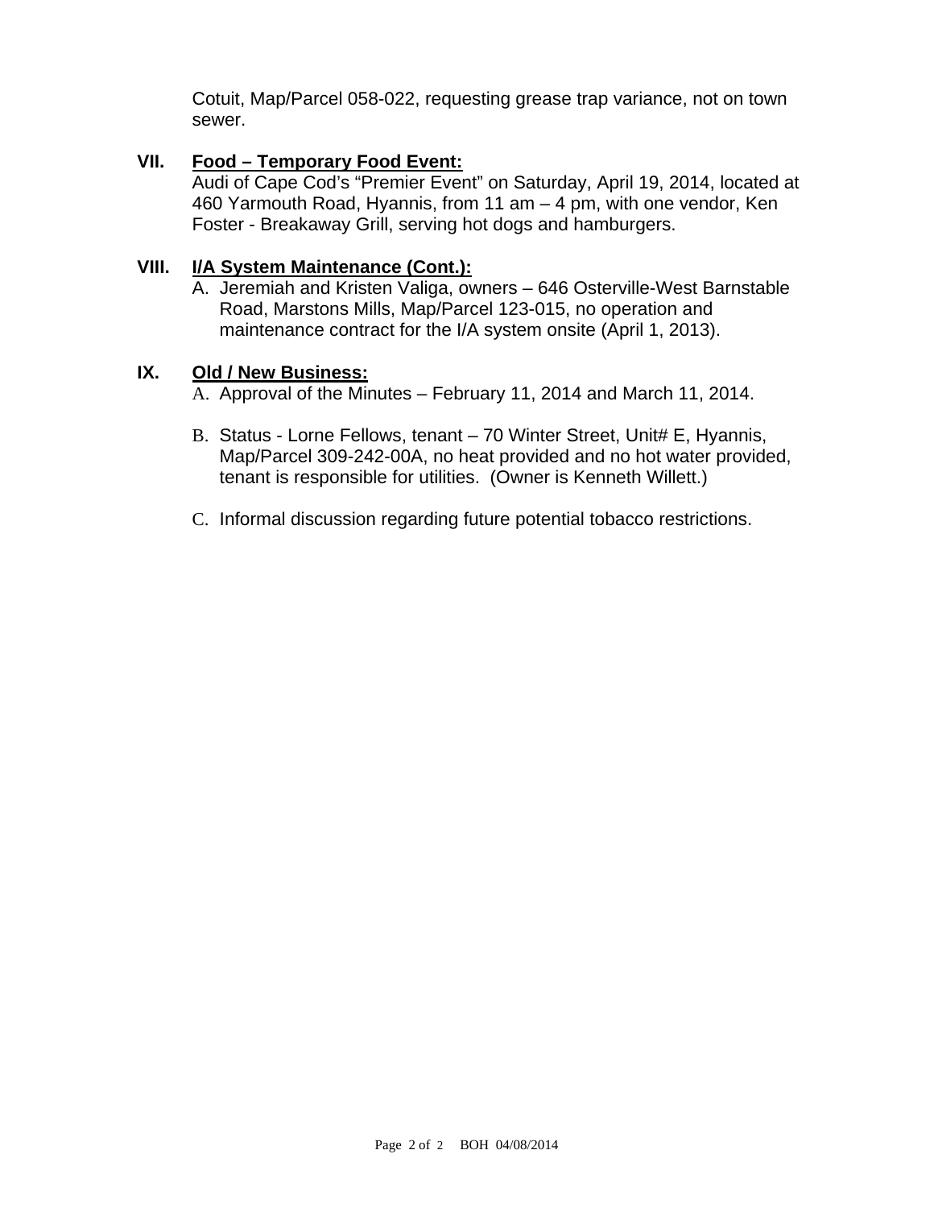Cotuit, Map/Parcel 058-022, requesting grease trap variance, not on town sewer.

**VII. <u>Food – Temporary Food Event:</u>**

Audi of Cape Cod's "Premier Event" on Saturday, April 19, 2014, located at 460 Yarmouth Road, Hyannis, from 11 am – 4 pm, with one vendor, Ken Foster - Breakaway Grill, serving hot dogs and hamburgers.

**VIII. <u>I/A System Maintenance (Cont.):</u>**

A. Jeremiah and Kristen Valiga, owners – 646 Osterville-West Barnstable Road, Marstons Mills, Map/Parcel 123-015, no operation and maintenance contract for the I/A system onsite (April 1, 2013).

**IX. <u>Old / New Business:</u>**

A. Approval of the Minutes – February 11, 2014 and March 11, 2014.

B. Status - Lorne Fellows, tenant – 70 Winter Street, Unit# E, Hyannis, Map/Parcel 309-242-00A, no heat provided and no hot water provided, tenant is responsible for utilities. (Owner is Kenneth Willett.)

C. Informal discussion regarding future potential tobacco restrictions.